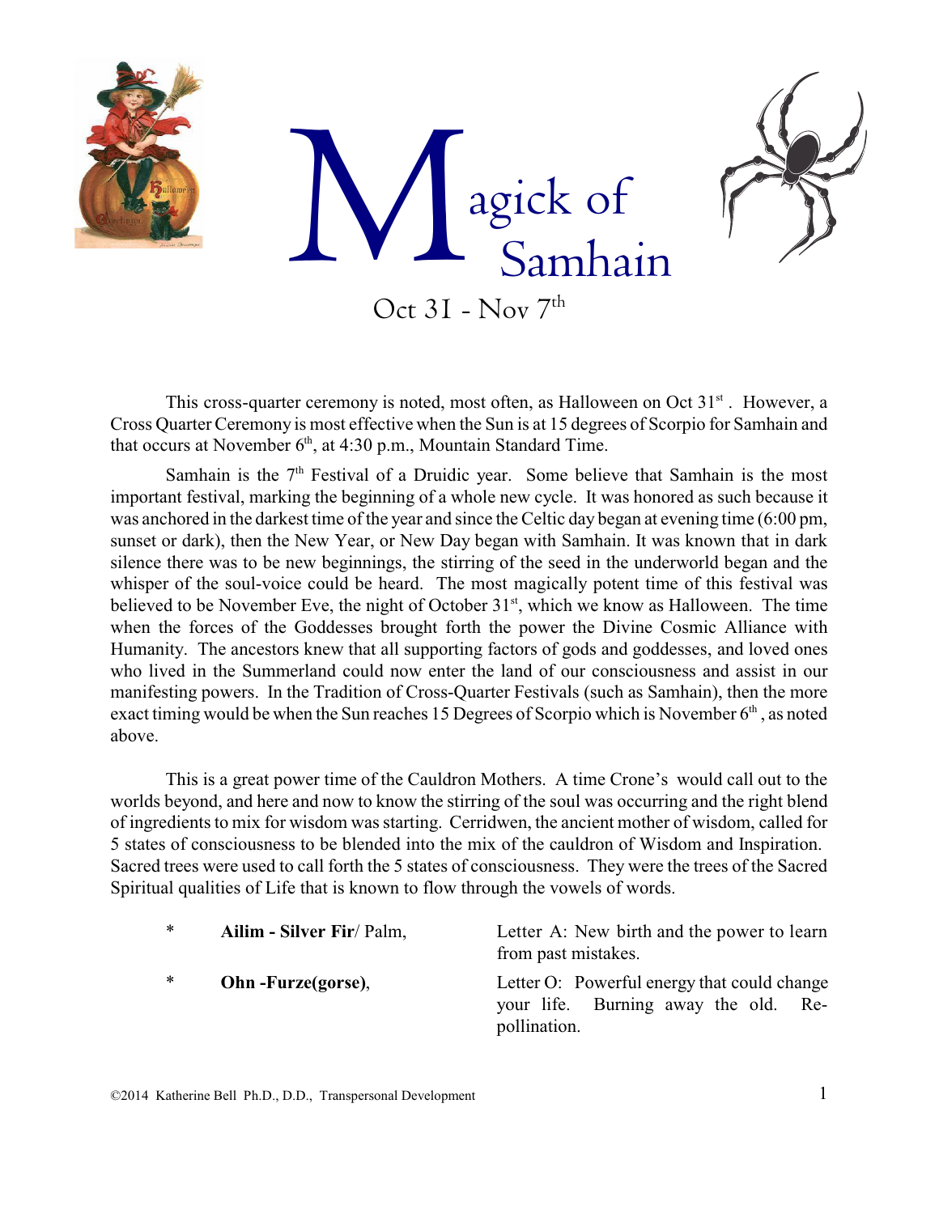# Magick of Samhain

Oct 31 - Nov 7th

This cross-quarter ceremony is noted, most often, as Halloween on Oct 31st . However, a Cross Quarter Ceremony is most effective when the Sun is at 15 degrees of Scorpio for Samhain and that occurs at November 6th, at 4:30 p.m., Mountain Standard Time.

Samhain is the 7th Festival of a Druidic year. Some believe that Samhain is the most important festival, marking the beginning of a whole new cycle. It was honored as such because it was anchored in the darkest time of the year and since the Celtic day began at evening time (6:00 pm, sunset or dark), then the New Year, or New Day began with Samhain. It was known that in dark silence there was to be new beginnings, the stirring of the seed in the underworld began and the whisper of the soul-voice could be heard. The most magically potent time of this festival was believed to be November Eve, the night of October 31st, which we know as Halloween. The time when the forces of the Goddesses brought forth the power the Divine Cosmic Alliance with Humanity. The ancestors knew that all supporting factors of gods and goddesses, and loved ones who lived in the Summerland could now enter the land of our consciousness and assist in our manifesting powers. In the Tradition of Cross-Quarter Festivals (such as Samhain), then the more exact timing would be when the Sun reaches 15 Degrees of Scorpio which is November 6th , as noted above.

This is a great power time of the Cauldron Mothers. A time Crone's would call out to the worlds beyond, and here and now to know the stirring of the soul was occurring and the right blend of ingredients to mix for wisdom was starting. Cerridwen, the ancient mother of wisdom, called for 5 states of consciousness to be blended into the mix of the cauldron of Wisdom and Inspiration. Sacred trees were used to call forth the 5 states of consciousness. They were the trees of the Sacred Spiritual qualities of Life that is known to flow through the vowels of words.

| | | |
|---|---|---|
| * | **Ailim - Silver Fir**/ Palm, | Letter A: New birth and the power to learn from past mistakes. |
| * | **Ohn -Furze(gorse)**, | Letter O: Powerful energy that could change your life. Burning away the old. Re-pollination. |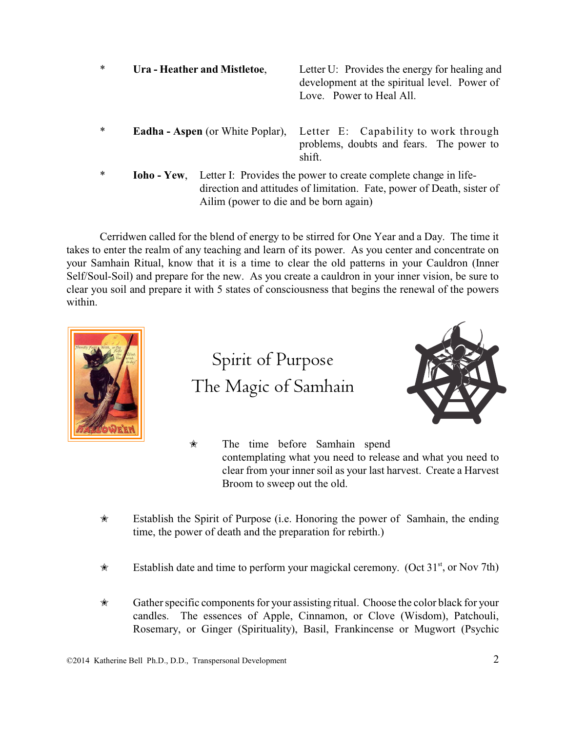* **Ura - Heather and Mistletoe**, Letter U: Provides the energy for healing and development at the spiritual level. Power of Love. Power to Heal All.

* **Eadha - Aspen** (or White Poplar), Letter E: Capability to work through problems, doubts and fears. The power to shift.

* **Ioho - Yew**, Letter I: Provides the power to create complete change in life-direction and attitudes of limitation. Fate, power of Death, sister of Ailim (power to die and be born again)

Cerridwen called for the blend of energy to be stirred for One Year and a Day. The time it takes to enter the realm of any teaching and learn of its power. As you center and concentrate on your Samhain Ritual, know that it is a time to clear the old patterns in your Cauldron (Inner Self/Soul-Soil) and prepare for the new. As you create a cauldron in your inner vision, be sure to clear you soil and prepare it with 5 states of consciousness that begins the renewal of the powers within.

## Spirit of Purpose
## The Magic of Samhain

- The time before Samhain spend contemplating what you need to release and what you need to clear from your inner soil as your last harvest. Create a Harvest Broom to sweep out the old.

- Establish the Spirit of Purpose (i.e. Honoring the power of Samhain, the ending time, the power of death and the preparation for rebirth.)

- Establish date and time to perform your magickal ceremony. (Oct 31st, or Nov 7th)

- Gather specific components for your assisting ritual. Choose the color black for your candles. The essences of Apple, Cinnamon, or Clove (Wisdom), Patchouli, Rosemary, or Ginger (Spirituality), Basil, Frankincense or Mugwort (Psychic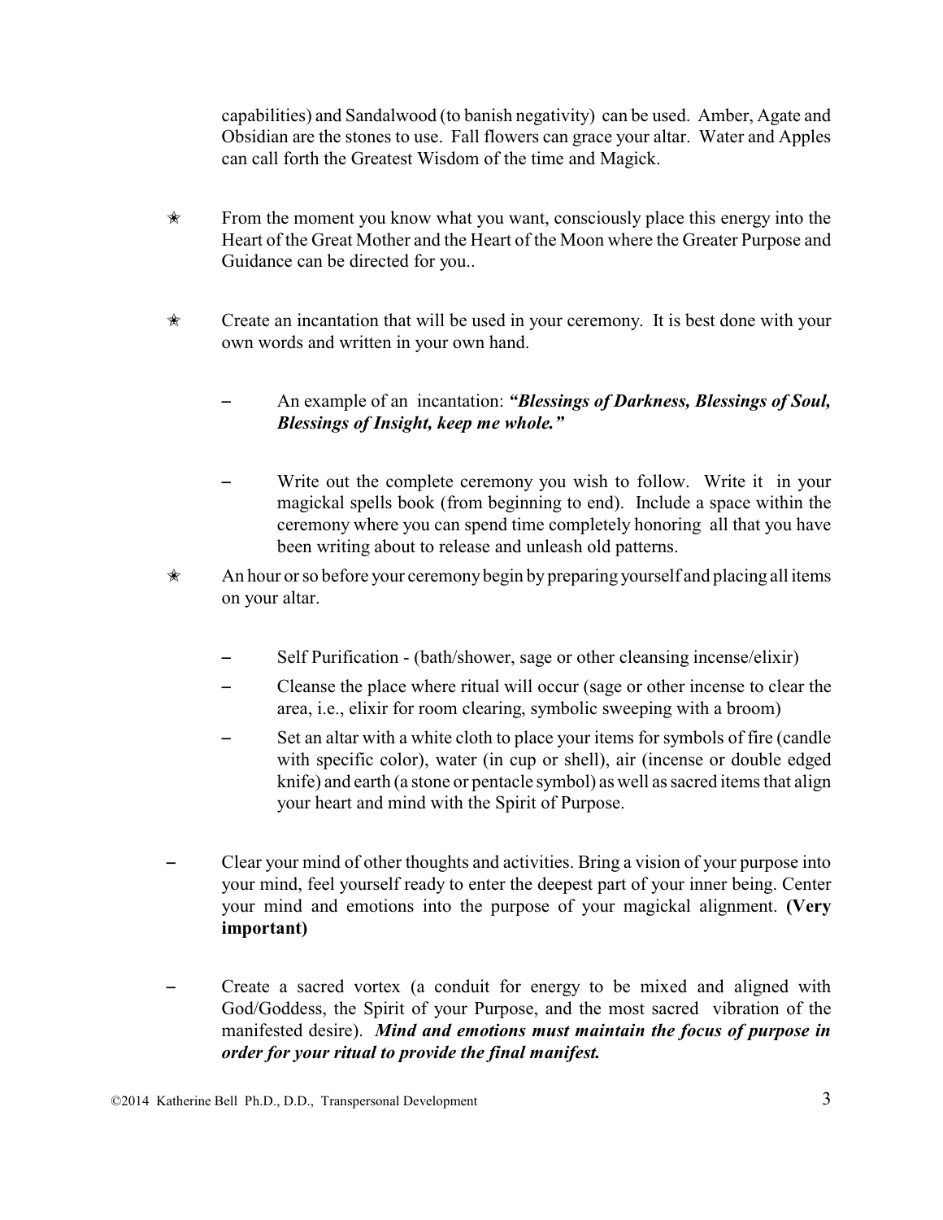capabilities) and Sandalwood (to banish negativity) can be used. Amber, Agate and Obsidian are the stones to use. Fall flowers can grace your altar. Water and Apples can call forth the Greatest Wisdom of the time and Magick.

- From the moment you know what you want, consciously place this energy into the Heart of the Great Mother and the Heart of the Moon where the Greater Purpose and Guidance can be directed for you..

- Create an incantation that will be used in your ceremony. It is best done with your own words and written in your own hand.

  - An example of an incantation: ***"Blessings of Darkness, Blessings of Soul, Blessings of Insight, keep me whole."***

  - Write out the complete ceremony you wish to follow. Write it in your magickal spells book (from beginning to end). Include a space within the ceremony where you can spend time completely honoring all that you have been writing about to release and unleash old patterns.

- An hour or so before your ceremony begin by preparing yourself and placing all items on your altar.

  - Self Purification - (bath/shower, sage or other cleansing incense/elixir)
  - Cleanse the place where ritual will occur (sage or other incense to clear the area, i.e., elixir for room clearing, symbolic sweeping with a broom)
  - Set an altar with a white cloth to place your items for symbols of fire (candle with specific color), water (in cup or shell), air (incense or double edged knife) and earth (a stone or pentacle symbol) as well as sacred items that align your heart and mind with the Spirit of Purpose.

- Clear your mind of other thoughts and activities. Bring a vision of your purpose into your mind, feel yourself ready to enter the deepest part of your inner being. Center your mind and emotions into the purpose of your magickal alignment. **(Very important)**

- Create a sacred vortex (a conduit for energy to be mixed and aligned with God/Goddess, the Spirit of your Purpose, and the most sacred vibration of the manifested desire). ***Mind and emotions must maintain the focus of purpose in order for your ritual to provide the final manifest.***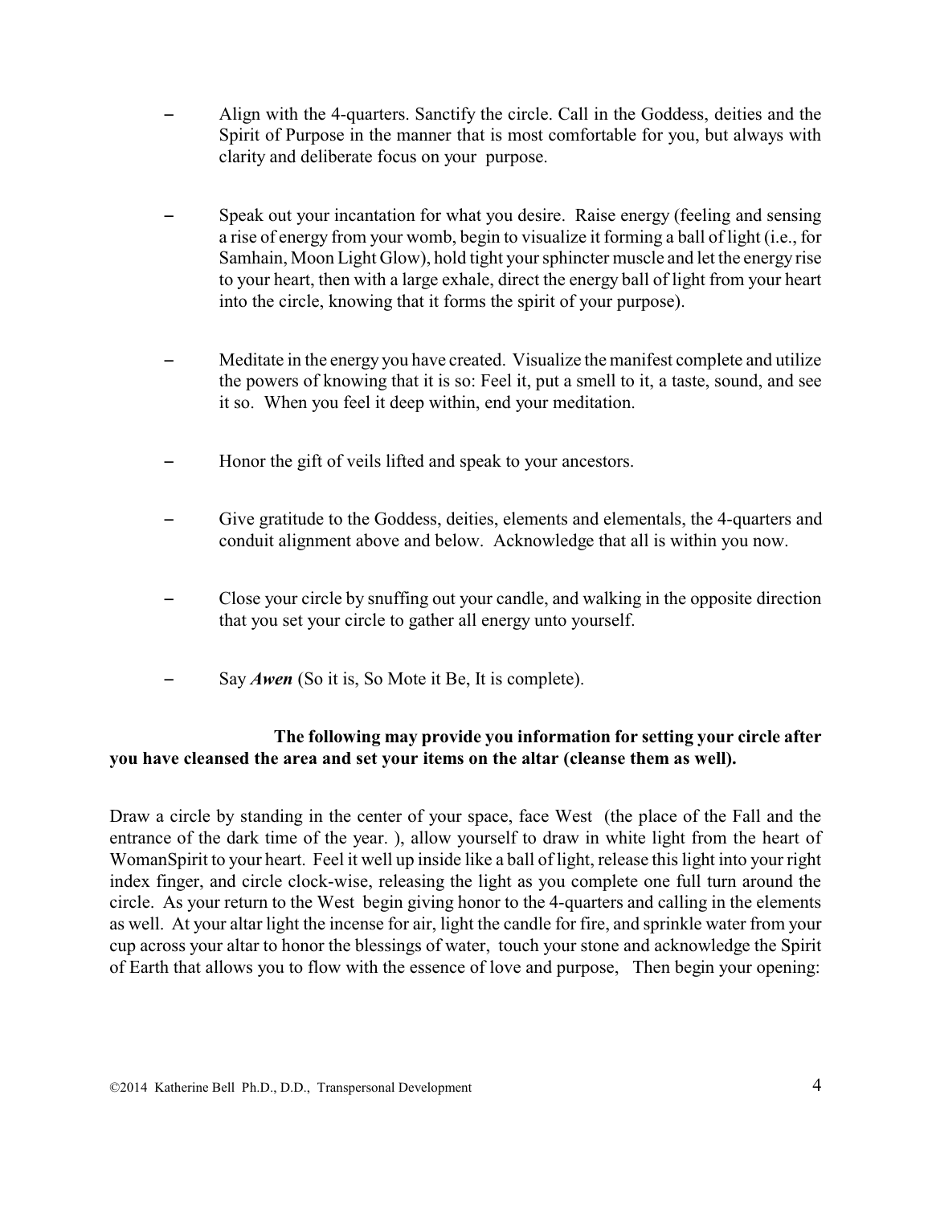- Align with the 4-quarters. Sanctify the circle. Call in the Goddess, deities and the Spirit of Purpose in the manner that is most comfortable for you, but always with clarity and deliberate focus on your purpose.

- Speak out your incantation for what you desire. Raise energy (feeling and sensing a rise of energy from your womb, begin to visualize it forming a ball of light (i.e., for Samhain, Moon Light Glow), hold tight your sphincter muscle and let the energy rise to your heart, then with a large exhale, direct the energy ball of light from your heart into the circle, knowing that it forms the spirit of your purpose).

- Meditate in the energy you have created. Visualize the manifest complete and utilize the powers of knowing that it is so: Feel it, put a smell to it, a taste, sound, and see it so. When you feel it deep within, end your meditation.

- Honor the gift of veils lifted and speak to your ancestors.

- Give gratitude to the Goddess, deities, elements and elementals, the 4-quarters and conduit alignment above and below. Acknowledge that all is within you now.

- Close your circle by snuffing out your candle, and walking in the opposite direction that you set your circle to gather all energy unto yourself.

- Say ***Awen*** (So it is, So Mote it Be, It is complete).

**The following may provide you information for setting your circle after you have cleansed the area and set your items on the altar (cleanse them as well).**

Draw a circle by standing in the center of your space, face West (the place of the Fall and the entrance of the dark time of the year. ), allow yourself to draw in white light from the heart of WomanSpirit to your heart. Feel it well up inside like a ball of light, release this light into your right index finger, and circle clock-wise, releasing the light as you complete one full turn around the circle. As your return to the West begin giving honor to the 4-quarters and calling in the elements as well. At your altar light the incense for air, light the candle for fire, and sprinkle water from your cup across your altar to honor the blessings of water, touch your stone and acknowledge the Spirit of Earth that allows you to flow with the essence of love and purpose, Then begin your opening: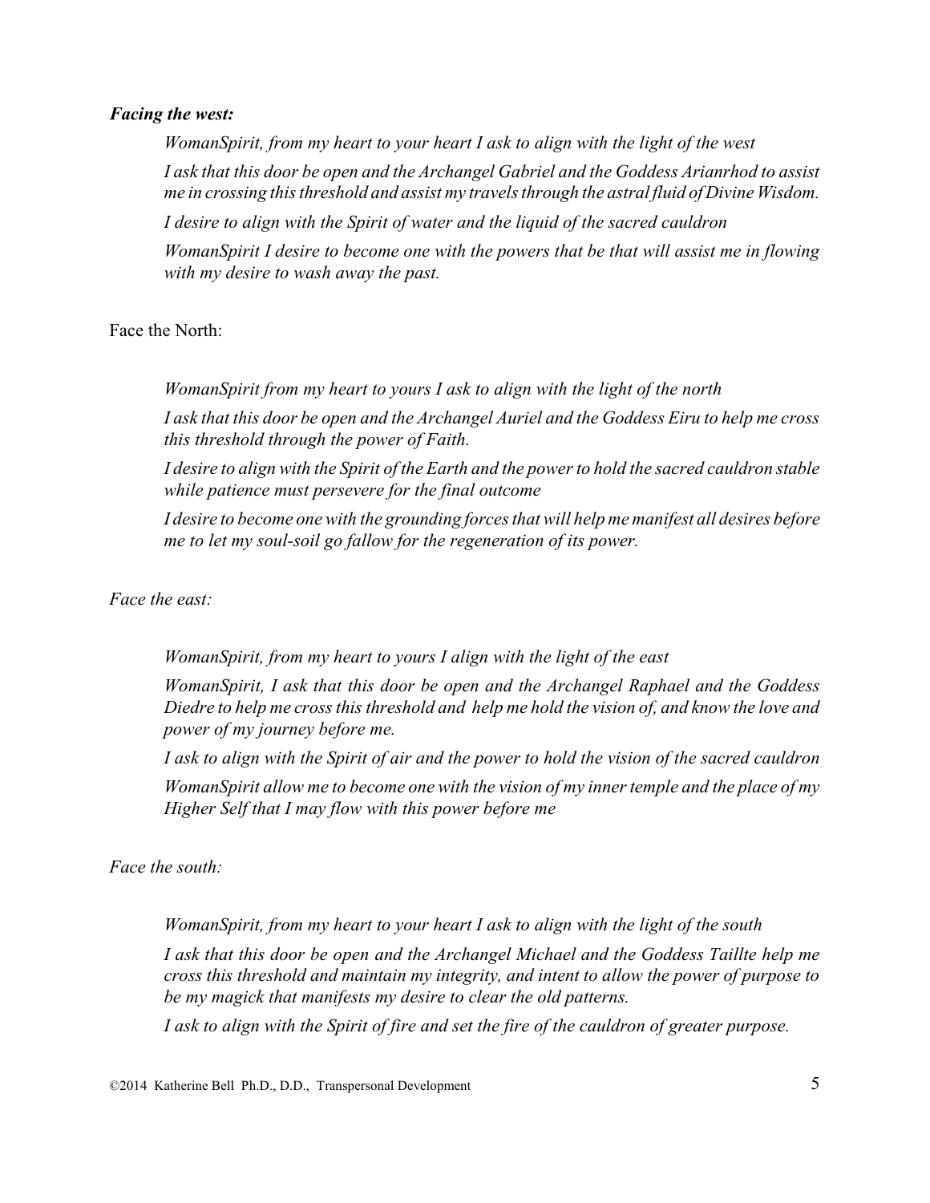***Facing the west:***

*WomanSpirit, from my heart to your heart I ask to align with the light of the west*

*I ask that this door be open and the Archangel Gabriel and the Goddess Arianrhod to assist me in crossing this threshold and assist my travels through the astral fluid of Divine Wisdom.*

*I desire to align with the Spirit of water and the liquid of the sacred cauldron*

*WomanSpirit I desire to become one with the powers that be that will assist me in flowing with my desire to wash away the past.*

Face the North:

*WomanSpirit from my heart to yours I ask to align with the light of the north*

*I ask that this door be open and the Archangel Auriel and the Goddess Eiru to help me cross this threshold through the power of Faith.*

*I desire to align with the Spirit of the Earth and the power to hold the sacred cauldron stable while patience must persevere for the final outcome*

*I desire to become one with the grounding forces that will help me manifest all desires before me to let my soul-soil go fallow for the regeneration of its power.*

*Face the east:*

*WomanSpirit, from my heart to yours I align with the light of the east*

*WomanSpirit, I ask that this door be open and the Archangel Raphael and the Goddess Diedre to help me cross this threshold and help me hold the vision of, and know the love and power of my journey before me.*

*I ask to align with the Spirit of air and the power to hold the vision of the sacred cauldron*

*WomanSpirit allow me to become one with the vision of my inner temple and the place of my Higher Self that I may flow with this power before me*

*Face the south:*

*WomanSpirit, from my heart to your heart I ask to align with the light of the south*

*I ask that this door be open and the Archangel Michael and the Goddess Taillte help me cross this threshold and maintain my integrity, and intent to allow the power of purpose to be my magick that manifests my desire to clear the old patterns.*

*I ask to align with the Spirit of fire and set the fire of the cauldron of greater purpose.*

©2014 Katherine Bell Ph.D., D.D., Transpersonal Development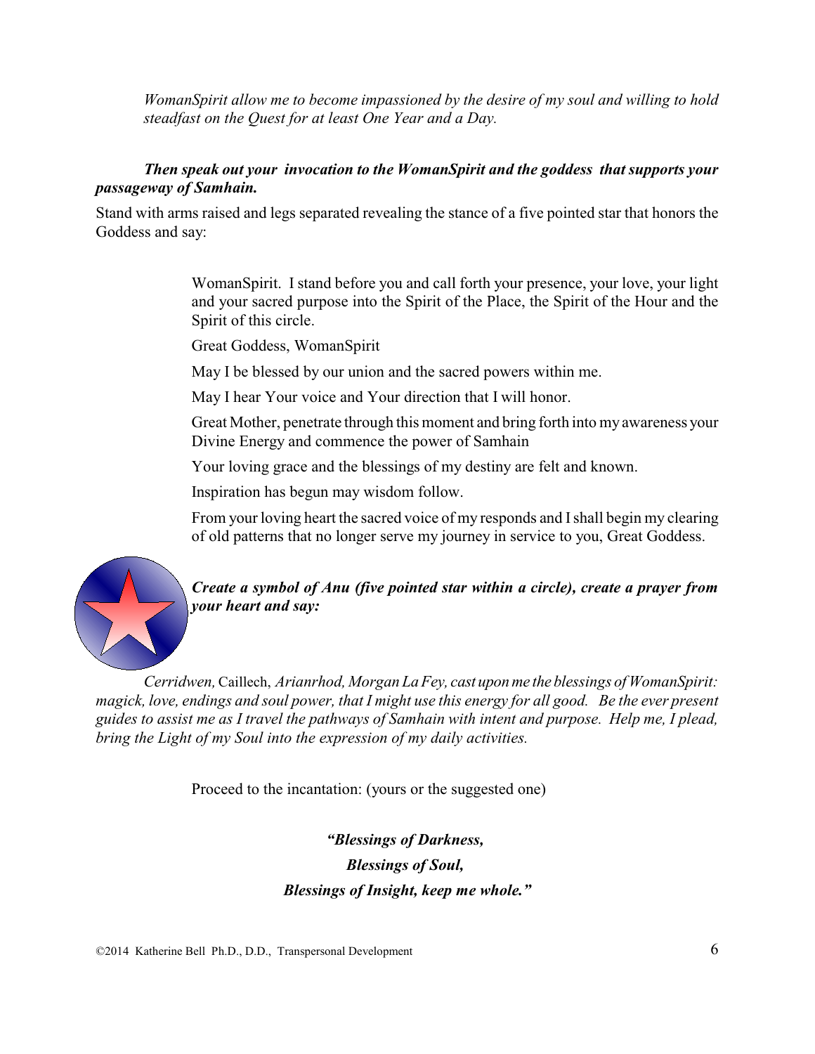*WomanSpirit allow me to become impassioned by the desire of my soul and willing to hold steadfast on the Quest for at least One Year and a Day.*

***Then speak out your invocation to the WomanSpirit and the goddess that supports your passageway of Samhain.***

Stand with arms raised and legs separated revealing the stance of a five pointed star that honors the Goddess and say:

> WomanSpirit. I stand before you and call forth your presence, your love, your light and your sacred purpose into the Spirit of the Place, the Spirit of the Hour and the Spirit of this circle.
>
> Great Goddess, WomanSpirit
>
> May I be blessed by our union and the sacred powers within me.
>
> May I hear Your voice and Your direction that I will honor.
>
> Great Mother, penetrate through this moment and bring forth into my awareness your Divine Energy and commence the power of Samhain
>
> Your loving grace and the blessings of my destiny are felt and known.
>
> Inspiration has begun may wisdom follow.
>
> From your loving heart the sacred voice of my responds and I shall begin my clearing of old patterns that no longer serve my journey in service to you, Great Goddess.

***Create a symbol of Anu (five pointed star within a circle), create a prayer from your heart and say:***

*Cerridwen,* Caillech, *Arianrhod, Morgan La Fey, cast upon me the blessings of WomanSpirit: magick, love, endings and soul power, that I might use this energy for all good. Be the ever present guides to assist me as I travel the pathways of Samhain with intent and purpose. Help me, I plead, bring the Light of my Soul into the expression of my daily activities.*

Proceed to the incantation: (yours or the suggested one)

***"Blessings of Darkness,***
***Blessings of Soul,***
***Blessings of Insight, keep me whole."***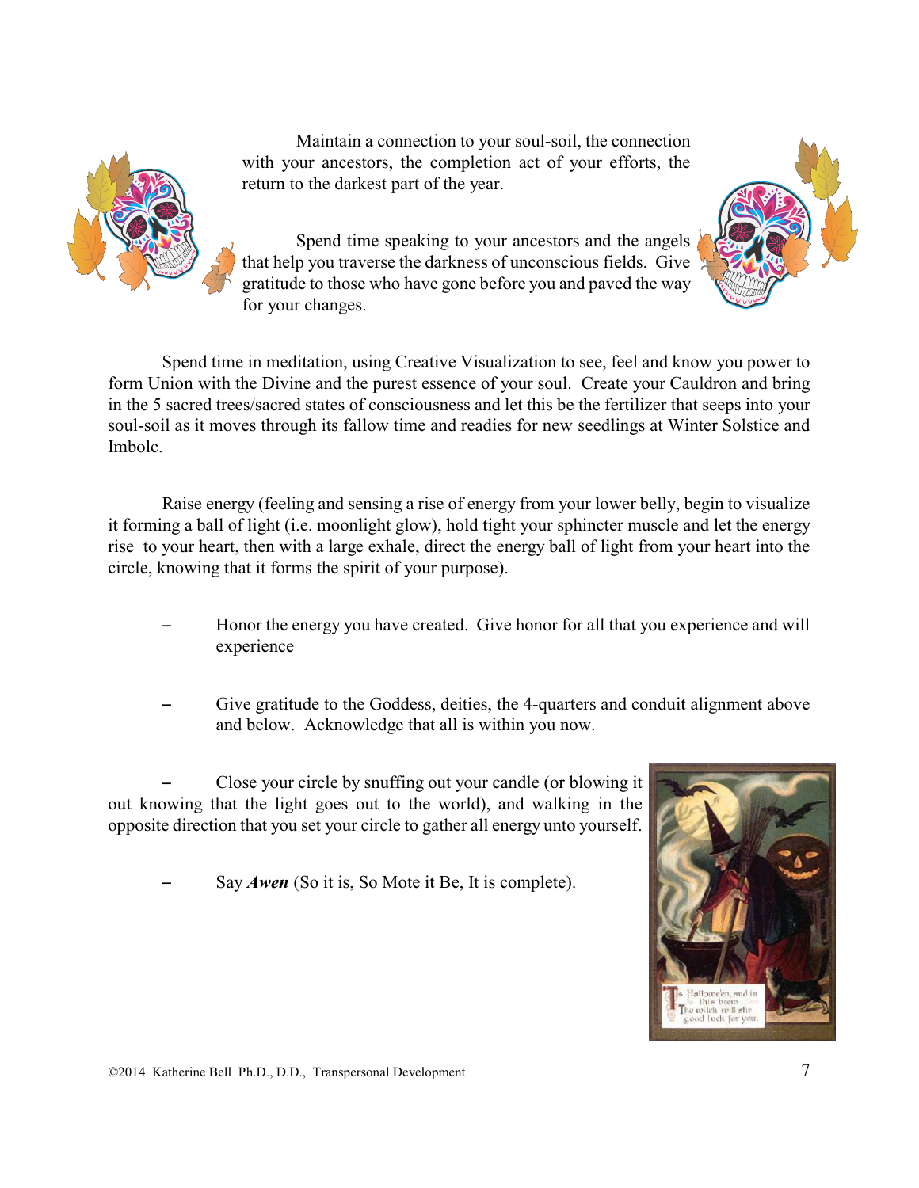Maintain a connection to your soul-soil, the connection with your ancestors, the completion act of your efforts, the return to the darkest part of the year.

Spend time speaking to your ancestors and the angels that help you traverse the darkness of unconscious fields. Give gratitude to those who have gone before you and paved the way for your changes.

Spend time in meditation, using Creative Visualization to see, feel and know you power to form Union with the Divine and the purest essence of your soul. Create your Cauldron and bring in the 5 sacred trees/sacred states of consciousness and let this be the fertilizer that seeps into your soul-soil as it moves through its fallow time and readies for new seedlings at Winter Solstice and Imbolc.

Raise energy (feeling and sensing a rise of energy from your lower belly, begin to visualize it forming a ball of light (i.e. moonlight glow), hold tight your sphincter muscle and let the energy rise to your heart, then with a large exhale, direct the energy ball of light from your heart into the circle, knowing that it forms the spirit of your purpose).

- Honor the energy you have created. Give honor for all that you experience and will experience

- Give gratitude to the Goddess, deities, the 4-quarters and conduit alignment above and below. Acknowledge that all is within you now.

- Close your circle by snuffing out your candle (or blowing it out knowing that the light goes out to the world), and walking in the opposite direction that you set your circle to gather all energy unto yourself.

- Say ***Awen*** (So it is, So Mote it Be, It is complete).

©2014 Katherine Bell Ph.D., D.D., Transpersonal Development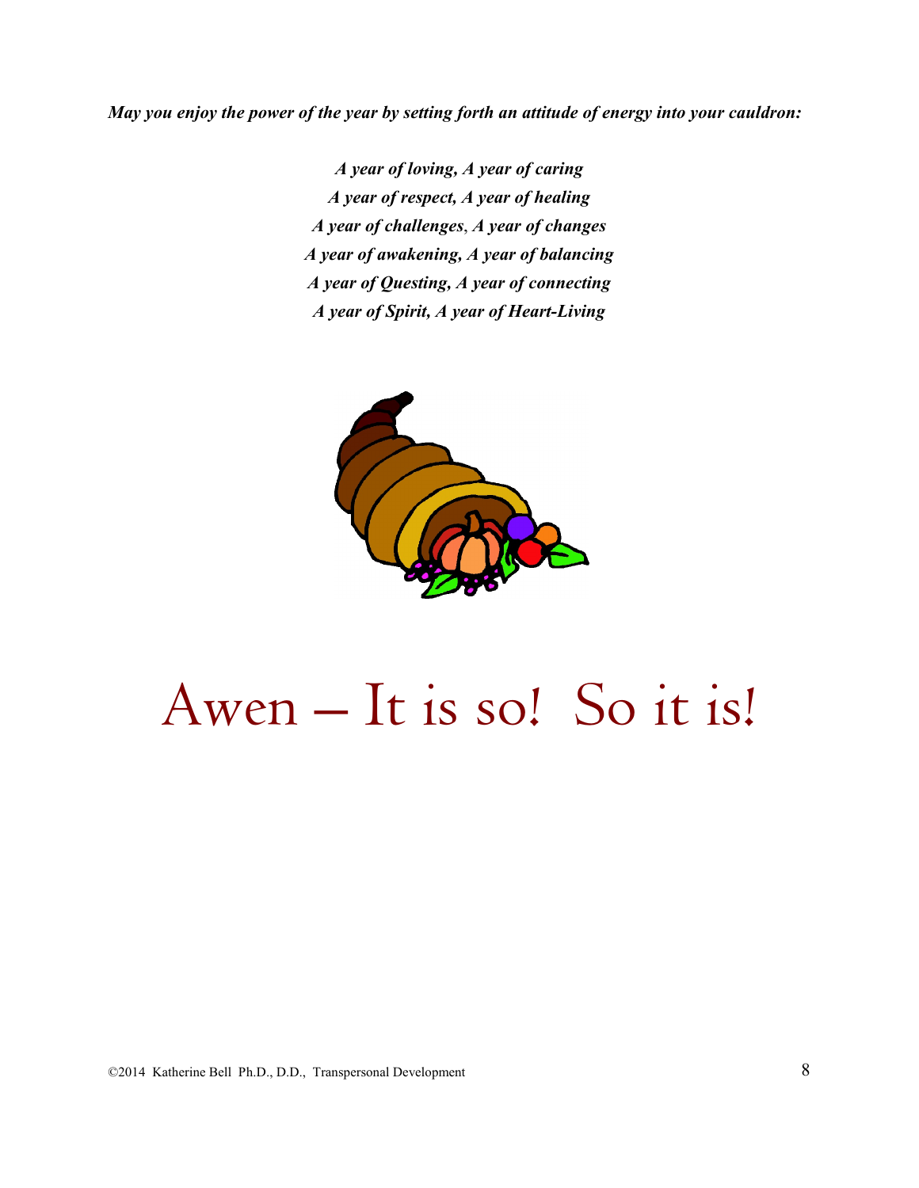***May you enjoy the power of the year by setting forth an attitude of energy into your cauldron:***

***A year of loving, A year of caring***
***A year of respect, A year of healing***
***A year of challenges, A year of changes***
***A year of awakening, A year of balancing***
***A year of Questing, A year of connecting***
***A year of Spirit, A year of Heart-Living***

# Awen – It is so! So it is!

©2014 Katherine Bell Ph.D., D.D., Transpersonal Development